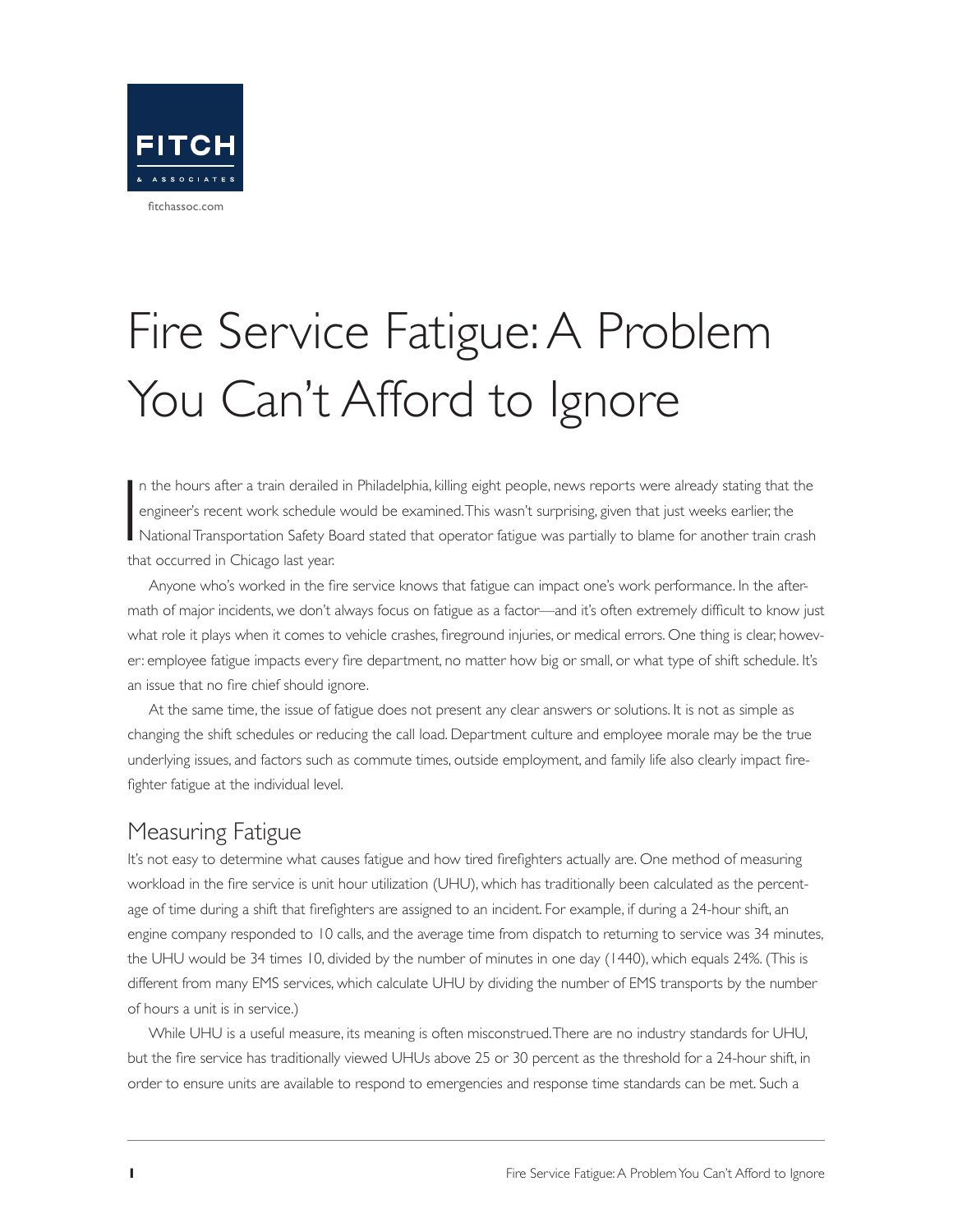FITCH

& ASSOCIATES

fitchassoc.com

# Fire Service Fatigue: A Problem You Can't Afford to Ignore

In the hours after a train derailed in Philadelphia, killing eight people, news reports were already stating that the engineer's recent work schedule would be examined. This wasn't surprising, given that just weeks earlier, the National Transportation Safety Board stated that operator fatigue was partially to blame for another train crash that occurred in Chicago last year.

Anyone who's worked in the fire service knows that fatigue can impact one's work performance. In the aftermath of major incidents, we don't always focus on fatigue as a factor—and it's often extremely difficult to know just what role it plays when it comes to vehicle crashes, fireground injuries, or medical errors. One thing is clear, however: employee fatigue impacts every fire department, no matter how big or small, or what type of shift schedule. It's an issue that no fire chief should ignore.

At the same time, the issue of fatigue does not present any clear answers or solutions. It is not as simple as changing the shift schedules or reducing the call load. Department culture and employee morale may be the true underlying issues, and factors such as commute times, outside employment, and family life also clearly impact firefighter fatigue at the individual level.

## Measuring Fatigue

It's not easy to determine what causes fatigue and how tired firefighters actually are. One method of measuring workload in the fire service is unit hour utilization (UHU), which has traditionally been calculated as the percentage of time during a shift that firefighters are assigned to an incident. For example, if during a 24-hour shift, an engine company responded to 10 calls, and the average time from dispatch to returning to service was 34 minutes, the UHU would be 34 times 10, divided by the number of minutes in one day (1440), which equals 24%. (This is different from many EMS services, which calculate UHU by dividing the number of EMS transports by the number of hours a unit is in service.)

While UHU is a useful measure, its meaning is often misconstrued. There are no industry standards for UHU, but the fire service has traditionally viewed UHUs above 25 or 30 percent as the threshold for a 24-hour shift, in order to ensure units are available to respond to emergencies and response time standards can be met. Such a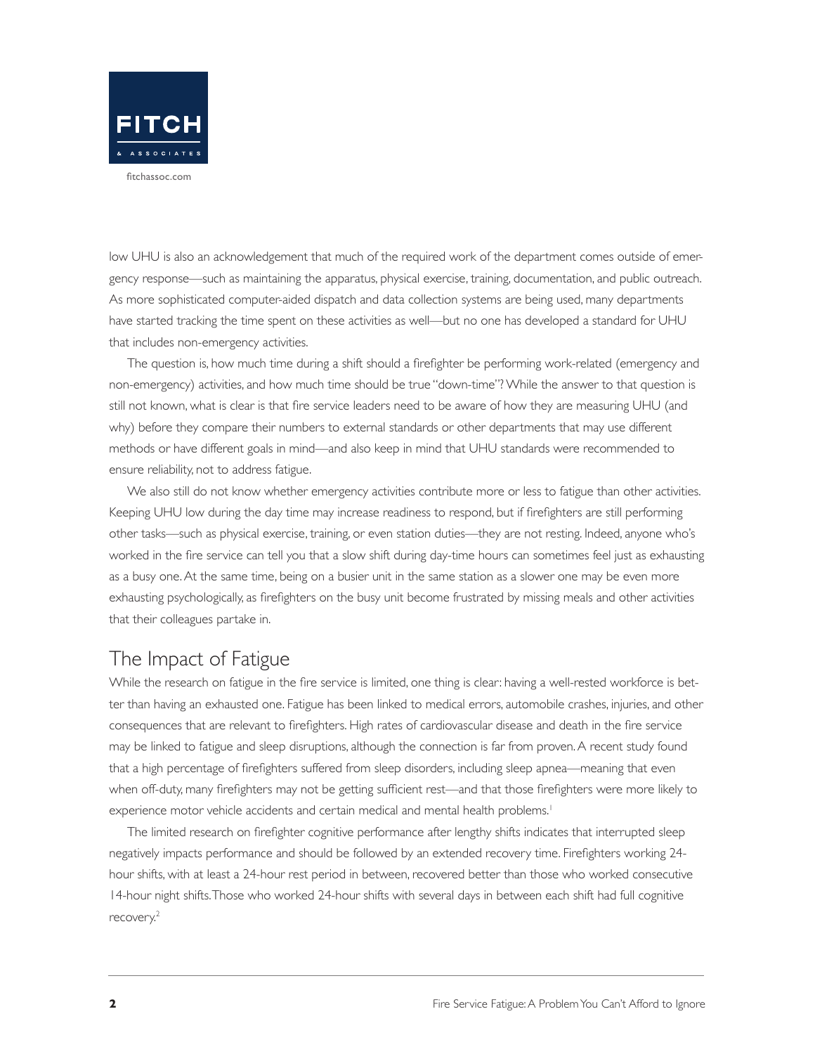low UHU is also an acknowledgement that much of the required work of the department comes outside of emergency response—such as maintaining the apparatus, physical exercise, training, documentation, and public outreach. As more sophisticated computer-aided dispatch and data collection systems are being used, many departments have started tracking the time spent on these activities as well—but no one has developed a standard for UHU that includes non-emergency activities.

The question is, how much time during a shift should a firefighter be performing work-related (emergency and non-emergency) activities, and how much time should be true "down-time"? While the answer to that question is still not known, what is clear is that fire service leaders need to be aware of how they are measuring UHU (and why) before they compare their numbers to external standards or other departments that may use different methods or have different goals in mind—and also keep in mind that UHU standards were recommended to ensure reliability, not to address fatigue.

We also still do not know whether emergency activities contribute more or less to fatigue than other activities. Keeping UHU low during the day time may increase readiness to respond, but if firefighters are still performing other tasks—such as physical exercise, training, or even station duties—they are not resting. Indeed, anyone who's worked in the fire service can tell you that a slow shift during day-time hours can sometimes feel just as exhausting as a busy one. At the same time, being on a busier unit in the same station as a slower one may be even more exhausting psychologically, as firefighters on the busy unit become frustrated by missing meals and other activities that their colleagues partake in.

## The Impact of Fatigue

While the research on fatigue in the fire service is limited, one thing is clear: having a well-rested workforce is better than having an exhausted one. Fatigue has been linked to medical errors, automobile crashes, injuries, and other consequences that are relevant to firefighters. High rates of cardiovascular disease and death in the fire service may be linked to fatigue and sleep disruptions, although the connection is far from proven. A recent study found that a high percentage of firefighters suffered from sleep disorders, including sleep apnea—meaning that even when off-duty, many firefighters may not be getting sufficient rest—and that those firefighters were more likely to experience motor vehicle accidents and certain medical and mental health problems.[1]

The limited research on firefighter cognitive performance after lengthy shifts indicates that interrupted sleep negatively impacts performance and should be followed by an extended recovery time. Firefighters working 24-hour shifts, with at least a 24-hour rest period in between, recovered better than those who worked consecutive 14-hour night shifts. Those who worked 24-hour shifts with several days in between each shift had full cognitive recovery.[2]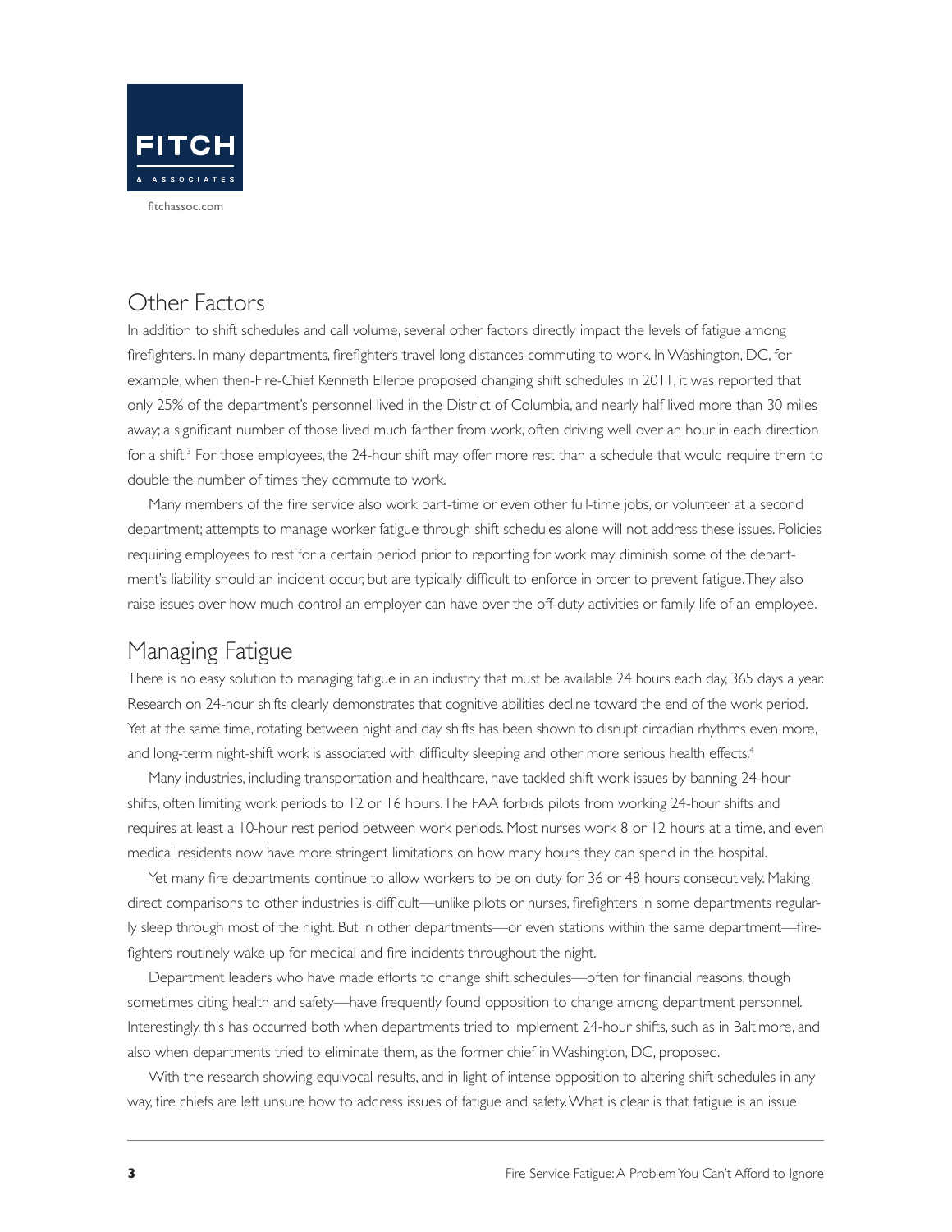## Other Factors

In addition to shift schedules and call volume, several other factors directly impact the levels of fatigue among firefighters. In many departments, firefighters travel long distances commuting to work. In Washington, DC, for example, when then-Fire-Chief Kenneth Ellerbe proposed changing shift schedules in 2011, it was reported that only 25% of the department's personnel lived in the District of Columbia, and nearly half lived more than 30 miles away; a significant number of those lived much farther from work, often driving well over an hour in each direction for a shift.[3] For those employees, the 24-hour shift may offer more rest than a schedule that would require them to double the number of times they commute to work.

Many members of the fire service also work part-time or even other full-time jobs, or volunteer at a second department; attempts to manage worker fatigue through shift schedules alone will not address these issues. Policies requiring employees to rest for a certain period prior to reporting for work may diminish some of the department's liability should an incident occur, but are typically difficult to enforce in order to prevent fatigue. They also raise issues over how much control an employer can have over the off-duty activities or family life of an employee.

## Managing Fatigue

There is no easy solution to managing fatigue in an industry that must be available 24 hours each day, 365 days a year. Research on 24-hour shifts clearly demonstrates that cognitive abilities decline toward the end of the work period. Yet at the same time, rotating between night and day shifts has been shown to disrupt circadian rhythms even more, and long-term night-shift work is associated with difficulty sleeping and other more serious health effects.[4]

Many industries, including transportation and healthcare, have tackled shift work issues by banning 24-hour shifts, often limiting work periods to 12 or 16 hours. The FAA forbids pilots from working 24-hour shifts and requires at least a 10-hour rest period between work periods. Most nurses work 8 or 12 hours at a time, and even medical residents now have more stringent limitations on how many hours they can spend in the hospital.

Yet many fire departments continue to allow workers to be on duty for 36 or 48 hours consecutively. Making direct comparisons to other industries is difficult—unlike pilots or nurses, firefighters in some departments regularly sleep through most of the night. But in other departments—or even stations within the same department—firefighters routinely wake up for medical and fire incidents throughout the night.

Department leaders who have made efforts to change shift schedules—often for financial reasons, though sometimes citing health and safety—have frequently found opposition to change among department personnel. Interestingly, this has occurred both when departments tried to implement 24-hour shifts, such as in Baltimore, and also when departments tried to eliminate them, as the former chief in Washington, DC, proposed.

With the research showing equivocal results, and in light of intense opposition to altering shift schedules in any way, fire chiefs are left unsure how to address issues of fatigue and safety. What is clear is that fatigue is an issue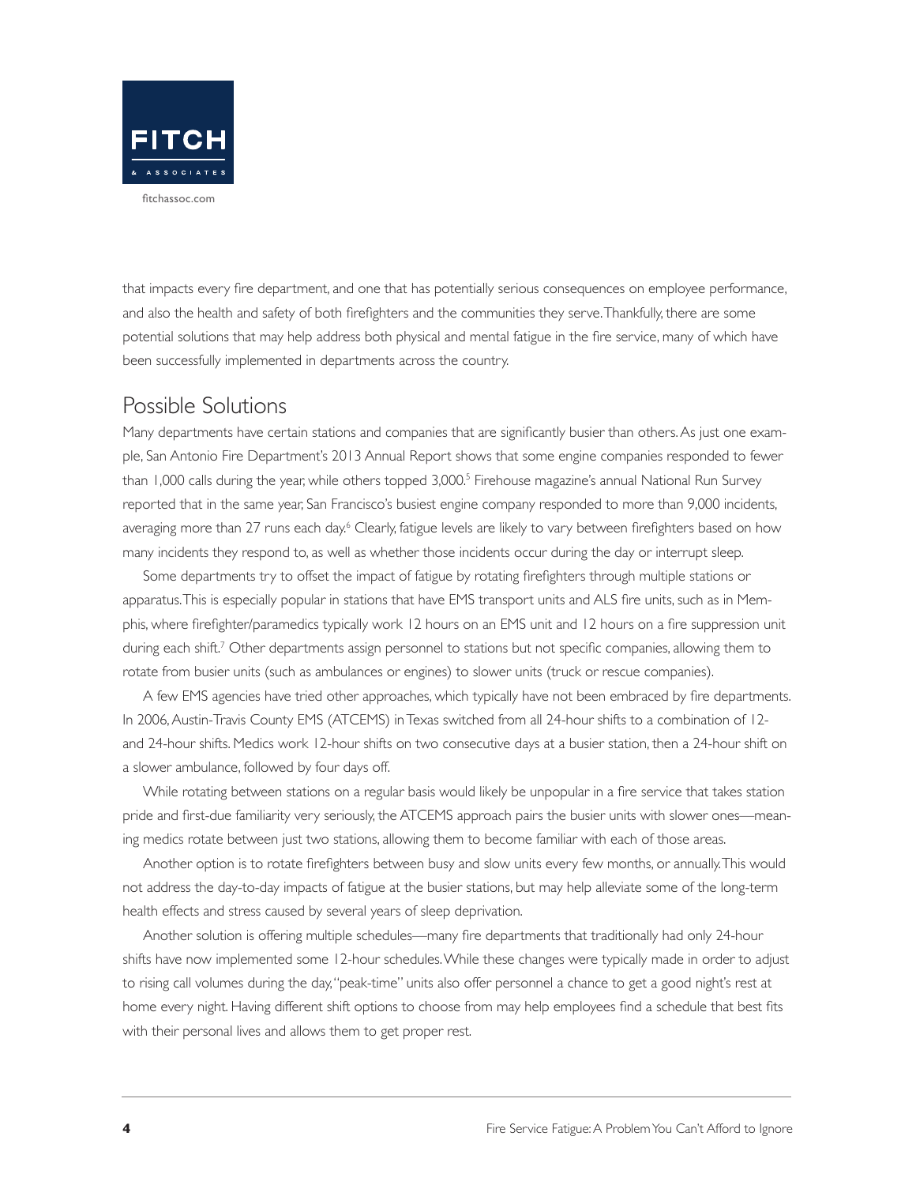that impacts every fire department, and one that has potentially serious consequences on employee performance, and also the health and safety of both firefighters and the communities they serve. Thankfully, there are some potential solutions that may help address both physical and mental fatigue in the fire service, many of which have been successfully implemented in departments across the country.

## Possible Solutions

Many departments have certain stations and companies that are significantly busier than others. As just one example, San Antonio Fire Department's 2013 Annual Report shows that some engine companies responded to fewer than 1,000 calls during the year, while others topped 3,000.[5] Firehouse magazine's annual National Run Survey reported that in the same year, San Francisco's busiest engine company responded to more than 9,000 incidents, averaging more than 27 runs each day.[6] Clearly, fatigue levels are likely to vary between firefighters based on how many incidents they respond to, as well as whether those incidents occur during the day or interrupt sleep.

Some departments try to offset the impact of fatigue by rotating firefighters through multiple stations or apparatus. This is especially popular in stations that have EMS transport units and ALS fire units, such as in Memphis, where firefighter/paramedics typically work 12 hours on an EMS unit and 12 hours on a fire suppression unit during each shift.[7] Other departments assign personnel to stations but not specific companies, allowing them to rotate from busier units (such as ambulances or engines) to slower units (truck or rescue companies).

A few EMS agencies have tried other approaches, which typically have not been embraced by fire departments. In 2006, Austin-Travis County EMS (ATCEMS) in Texas switched from all 24-hour shifts to a combination of 12- and 24-hour shifts. Medics work 12-hour shifts on two consecutive days at a busier station, then a 24-hour shift on a slower ambulance, followed by four days off.

While rotating between stations on a regular basis would likely be unpopular in a fire service that takes station pride and first-due familiarity very seriously, the ATCEMS approach pairs the busier units with slower ones—meaning medics rotate between just two stations, allowing them to become familiar with each of those areas.

Another option is to rotate firefighters between busy and slow units every few months, or annually. This would not address the day-to-day impacts of fatigue at the busier stations, but may help alleviate some of the long-term health effects and stress caused by several years of sleep deprivation.

Another solution is offering multiple schedules—many fire departments that traditionally had only 24-hour shifts have now implemented some 12-hour schedules. While these changes were typically made in order to adjust to rising call volumes during the day, "peak-time" units also offer personnel a chance to get a good night's rest at home every night. Having different shift options to choose from may help employees find a schedule that best fits with their personal lives and allows them to get proper rest.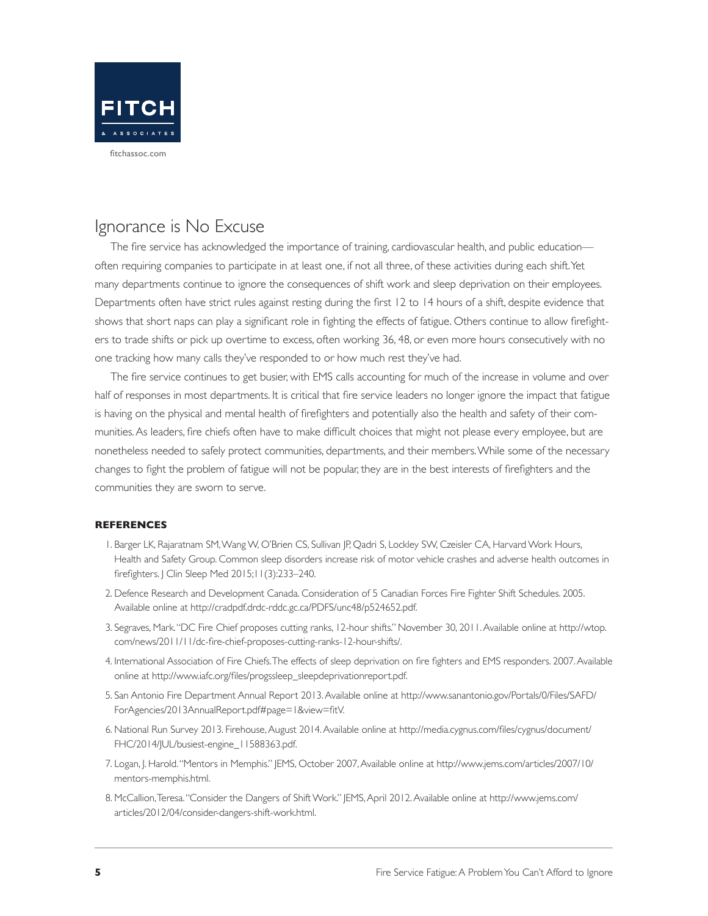## Ignorance is No Excuse

The fire service has acknowledged the importance of training, cardiovascular health, and public education—often requiring companies to participate in at least one, if not all three, of these activities during each shift. Yet many departments continue to ignore the consequences of shift work and sleep deprivation on their employees. Departments often have strict rules against resting during the first 12 to 14 hours of a shift, despite evidence that shows that short naps can play a significant role in fighting the effects of fatigue. Others continue to allow firefighters to trade shifts or pick up overtime to excess, often working 36, 48, or even more hours consecutively with no one tracking how many calls they've responded to or how much rest they've had.

The fire service continues to get busier, with EMS calls accounting for much of the increase in volume and over half of responses in most departments. It is critical that fire service leaders no longer ignore the impact that fatigue is having on the physical and mental health of firefighters and potentially also the health and safety of their communities. As leaders, fire chiefs often have to make difficult choices that might not please every employee, but are nonetheless needed to safely protect communities, departments, and their members. While some of the necessary changes to fight the problem of fatigue will not be popular, they are in the best interests of firefighters and the communities they are sworn to serve.

**REFERENCES**

1. Barger LK, Rajaratnam SM, Wang W, O'Brien CS, Sullivan JP, Qadri S, Lockley SW, Czeisler CA, Harvard Work Hours, Health and Safety Group. Common sleep disorders increase risk of motor vehicle crashes and adverse health outcomes in firefighters. J Clin Sleep Med 2015;11(3):233–240.
2. Defence Research and Development Canada. Consideration of 5 Canadian Forces Fire Fighter Shift Schedules. 2005. Available online at http://cradpdf.drdc-rddc.gc.ca/PDFS/unc48/p524652.pdf.
3. Segraves, Mark. "DC Fire Chief proposes cutting ranks, 12-hour shifts." November 30, 2011. Available online at http://wtop.com/news/2011/11/dc-fire-chief-proposes-cutting-ranks-12-hour-shifts/.
4. International Association of Fire Chiefs. The effects of sleep deprivation on fire fighters and EMS responders. 2007. Available online at http://www.iafc.org/files/progssleep_sleepdeprivationreport.pdf.
5. San Antonio Fire Department Annual Report 2013. Available online at http://www.sanantonio.gov/Portals/0/Files/SAFD/ForAgencies/2013AnnualReport.pdf#page=1&view=fitV.
6. National Run Survey 2013. Firehouse, August 2014. Available online at http://media.cygnus.com/files/cygnus/document/FHC/2014/JUL/busiest-engine_11588363.pdf.
7. Logan, J. Harold. "Mentors in Memphis." JEMS, October 2007, Available online at http://www.jems.com/articles/2007/10/mentors-memphis.html.
8. McCallion, Teresa. "Consider the Dangers of Shift Work." JEMS, April 2012. Available online at http://www.jems.com/articles/2012/04/consider-dangers-shift-work.html.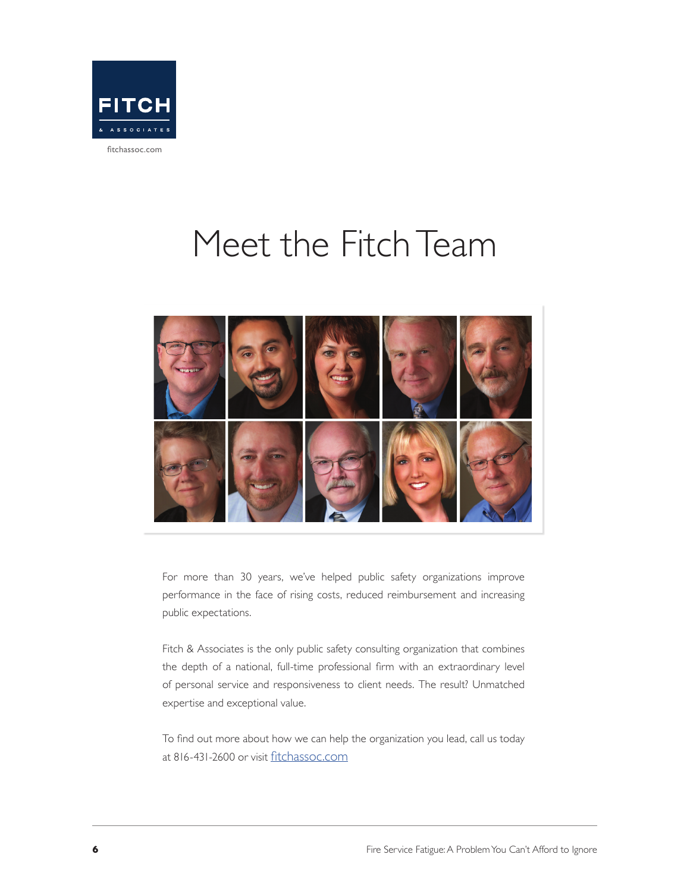FITCH

& ASSOCIATES

fitchassoc.com

# Meet the Fitch Team

For more than 30 years, we've helped public safety organizations improve performance in the face of rising costs, reduced reimbursement and increasing public expectations.

Fitch & Associates is the only public safety consulting organization that combines the depth of a national, full-time professional firm with an extraordinary level of personal service and responsiveness to client needs. The result? Unmatched expertise and exceptional value.

To find out more about how we can help the organization you lead, call us today at 816-431-2600 or visit fitchassoc.com